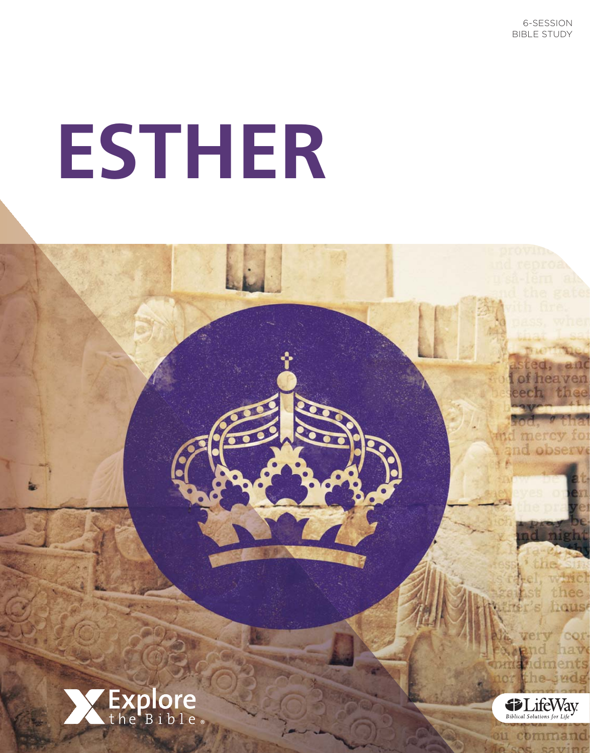6-SESSION
BIBLE STUDY

# ESTHER

Explore the Bible

LifeWay
Biblical Solutions for Life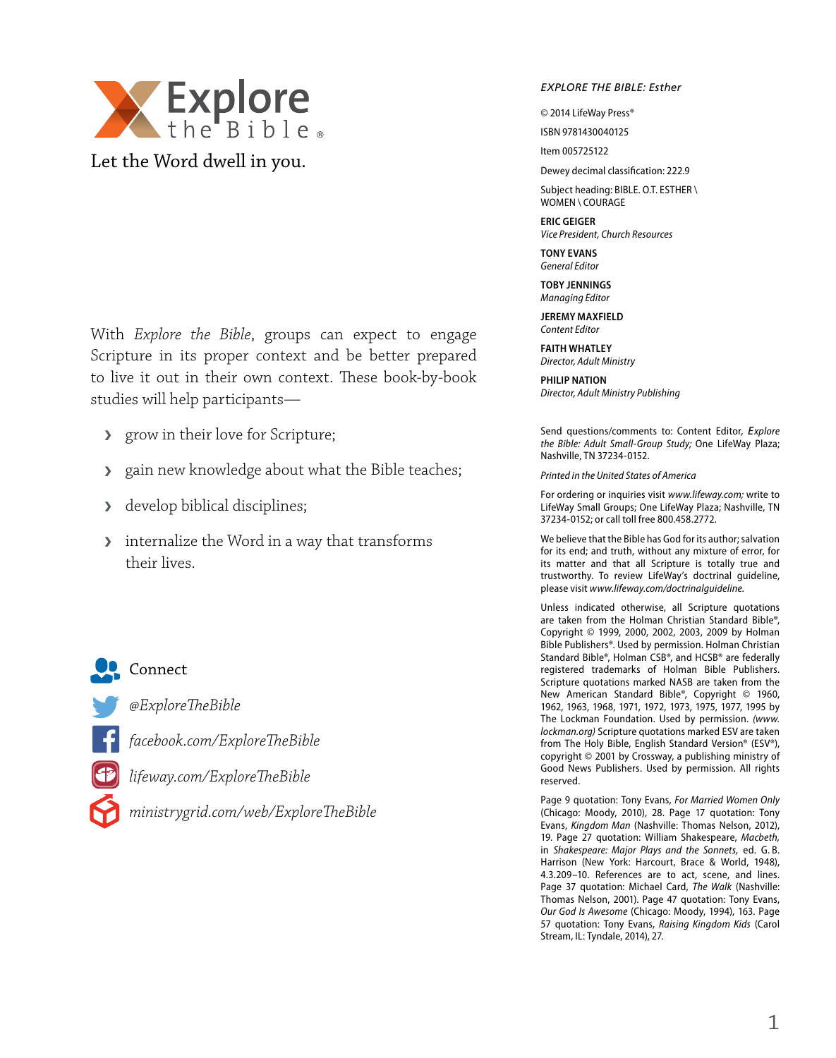# Explore the Bible®

Let the Word dwell in you.

With *Explore the Bible*, groups can expect to engage Scripture in its proper context and be better prepared to live it out in their own context. These book-by-book studies will help participants—

- grow in their love for Scripture;
- gain new knowledge about what the Bible teaches;
- develop biblical disciplines;
- internalize the Word in a way that transforms their lives.

Connect

*@ExploreTheBible*

*facebook.com/ExploreTheBible*

*lifeway.com/ExploreTheBible*

*ministrygrid.com/web/ExploreTheBible*

*EXPLORE THE BIBLE: Esther*

© 2014 LifeWay Press®

ISBN 9781430040125

Item 005725122

Dewey decimal classification: 222.9

Subject heading: BIBLE. O.T. ESTHER \ WOMEN \ COURAGE

**ERIC GEIGER**
*Vice President, Church Resources*

**TONY EVANS**
*General Editor*

**TOBY JENNINGS**
*Managing Editor*

**JEREMY MAXFIELD**
*Content Editor*

**FAITH WHATLEY**
*Director, Adult Ministry*

**PHILIP NATION**
*Director, Adult Ministry Publishing*

Send questions/comments to: Content Editor, *Explore the Bible: Adult Small-Group Study;* One LifeWay Plaza; Nashville, TN 37234-0152.

*Printed in the United States of America*

For ordering or inquiries visit *www.lifeway.com;* write to LifeWay Small Groups; One LifeWay Plaza; Nashville, TN 37234-0152; or call toll free 800.458.2772.

We believe that the Bible has God for its author; salvation for its end; and truth, without any mixture of error, for its matter and that all Scripture is totally true and trustworthy. To review LifeWay's doctrinal guideline, please visit *www.lifeway.com/doctrinalguideline.*

Unless indicated otherwise, all Scripture quotations are taken from the Holman Christian Standard Bible®, Copyright © 1999, 2000, 2002, 2003, 2009 by Holman Bible Publishers®. Used by permission. Holman Christian Standard Bible®, Holman CSB®, and HCSB® are federally registered trademarks of Holman Bible Publishers. Scripture quotations marked NASB are taken from the New American Standard Bible®, Copyright © 1960, 1962, 1963, 1968, 1971, 1972, 1973, 1975, 1977, 1995 by The Lockman Foundation. Used by permission. *(www.lockman.org)* Scripture quotations marked ESV are taken from The Holy Bible, English Standard Version® (ESV®), copyright © 2001 by Crossway, a publishing ministry of Good News Publishers. Used by permission. All rights reserved.

Page 9 quotation: Tony Evans, *For Married Women Only* (Chicago: Moody, 2010), 28. Page 17 quotation: Tony Evans, *Kingdom Man* (Nashville: Thomas Nelson, 2012), 19. Page 27 quotation: William Shakespeare, *Macbeth,* in *Shakespeare: Major Plays and the Sonnets,* ed. G. B. Harrison (New York: Harcourt, Brace & World, 1948), 4.3.209–10. References are to act, scene, and lines. Page 37 quotation: Michael Card, *The Walk* (Nashville: Thomas Nelson, 2001). Page 47 quotation: Tony Evans, *Our God Is Awesome* (Chicago: Moody, 1994), 163. Page 57 quotation: Tony Evans, *Raising Kingdom Kids* (Carol Stream, IL: Tyndale, 2014), 27.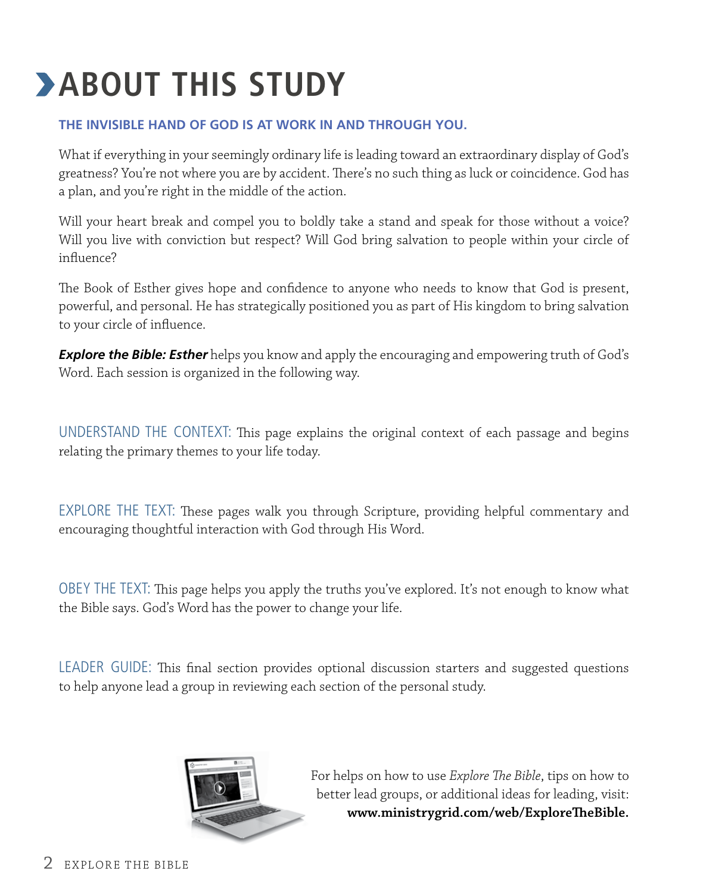# ABOUT THIS STUDY

**THE INVISIBLE HAND OF GOD IS AT WORK IN AND THROUGH YOU.**

What if everything in your seemingly ordinary life is leading toward an extraordinary display of God's greatness? You're not where you are by accident. There's no such thing as luck or coincidence. God has a plan, and you're right in the middle of the action.

Will your heart break and compel you to boldly take a stand and speak for those without a voice? Will you live with conviction but respect? Will God bring salvation to people within your circle of influence?

The Book of Esther gives hope and confidence to anyone who needs to know that God is present, powerful, and personal. He has strategically positioned you as part of His kingdom to bring salvation to your circle of influence.

***Explore the Bible: Esther*** helps you know and apply the encouraging and empowering truth of God's Word. Each session is organized in the following way.

UNDERSTAND THE CONTEXT: This page explains the original context of each passage and begins relating the primary themes to your life today.

EXPLORE THE TEXT: These pages walk you through Scripture, providing helpful commentary and encouraging thoughtful interaction with God through His Word.

OBEY THE TEXT: This page helps you apply the truths you've explored. It's not enough to know what the Bible says. God's Word has the power to change your life.

LEADER GUIDE: This final section provides optional discussion starters and suggested questions to help anyone lead a group in reviewing each section of the personal study.

For helps on how to use *Explore The Bible*, tips on how to better lead groups, or additional ideas for leading, visit: **www.ministrygrid.com/web/ExploreTheBible.**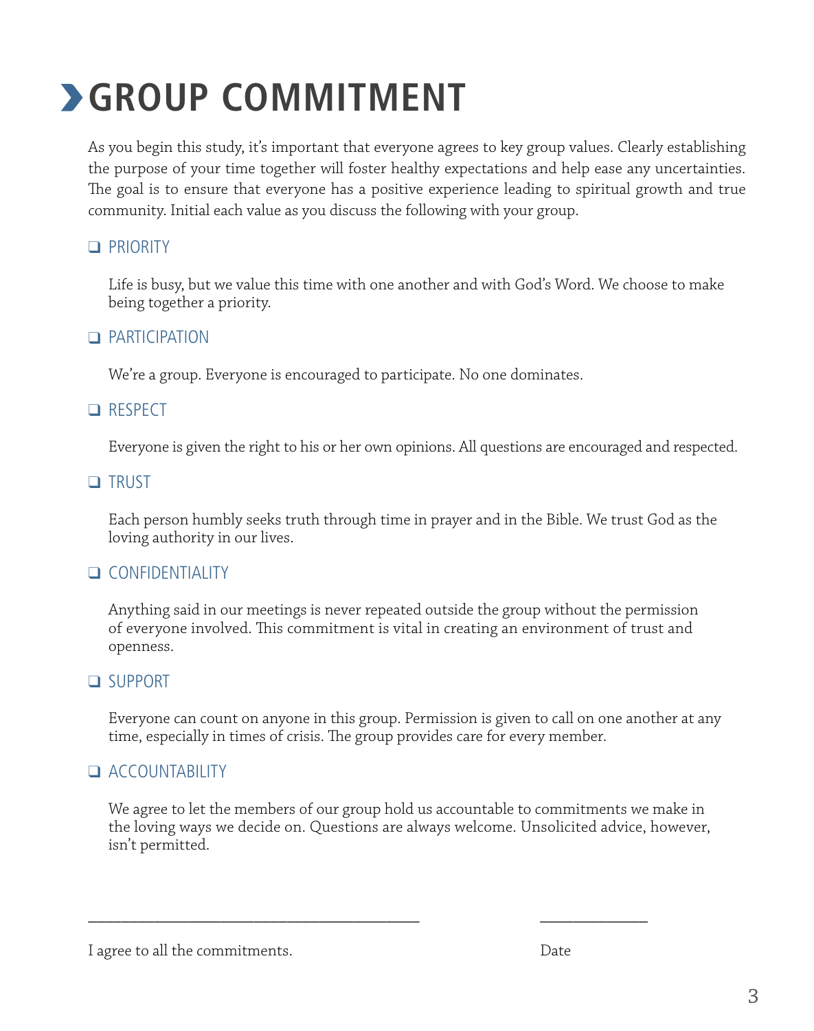# GROUP COMMITMENT

As you begin this study, it's important that everyone agrees to key group values. Clearly establishing the purpose of your time together will foster healthy expectations and help ease any uncertainties. The goal is to ensure that everyone has a positive experience leading to spiritual growth and true community. Initial each value as you discuss the following with your group.

❑ PRIORITY

Life is busy, but we value this time with one another and with God's Word. We choose to make being together a priority.

❑ PARTICIPATION

We're a group. Everyone is encouraged to participate. No one dominates.

❑ RESPECT

Everyone is given the right to his or her own opinions. All questions are encouraged and respected.

❑ TRUST

Each person humbly seeks truth through time in prayer and in the Bible. We trust God as the loving authority in our lives.

❑ CONFIDENTIALITY

Anything said in our meetings is never repeated outside the group without the permission of everyone involved. This commitment is vital in creating an environment of trust and openness.

❑ SUPPORT

Everyone can count on anyone in this group. Permission is given to call on one another at any time, especially in times of crisis. The group provides care for every member.

❑ ACCOUNTABILITY

We agree to let the members of our group hold us accountable to commitments we make in the loving ways we decide on. Questions are always welcome. Unsolicited advice, however, isn't permitted.

_________________________________________ ______________

I agree to all the commitments. Date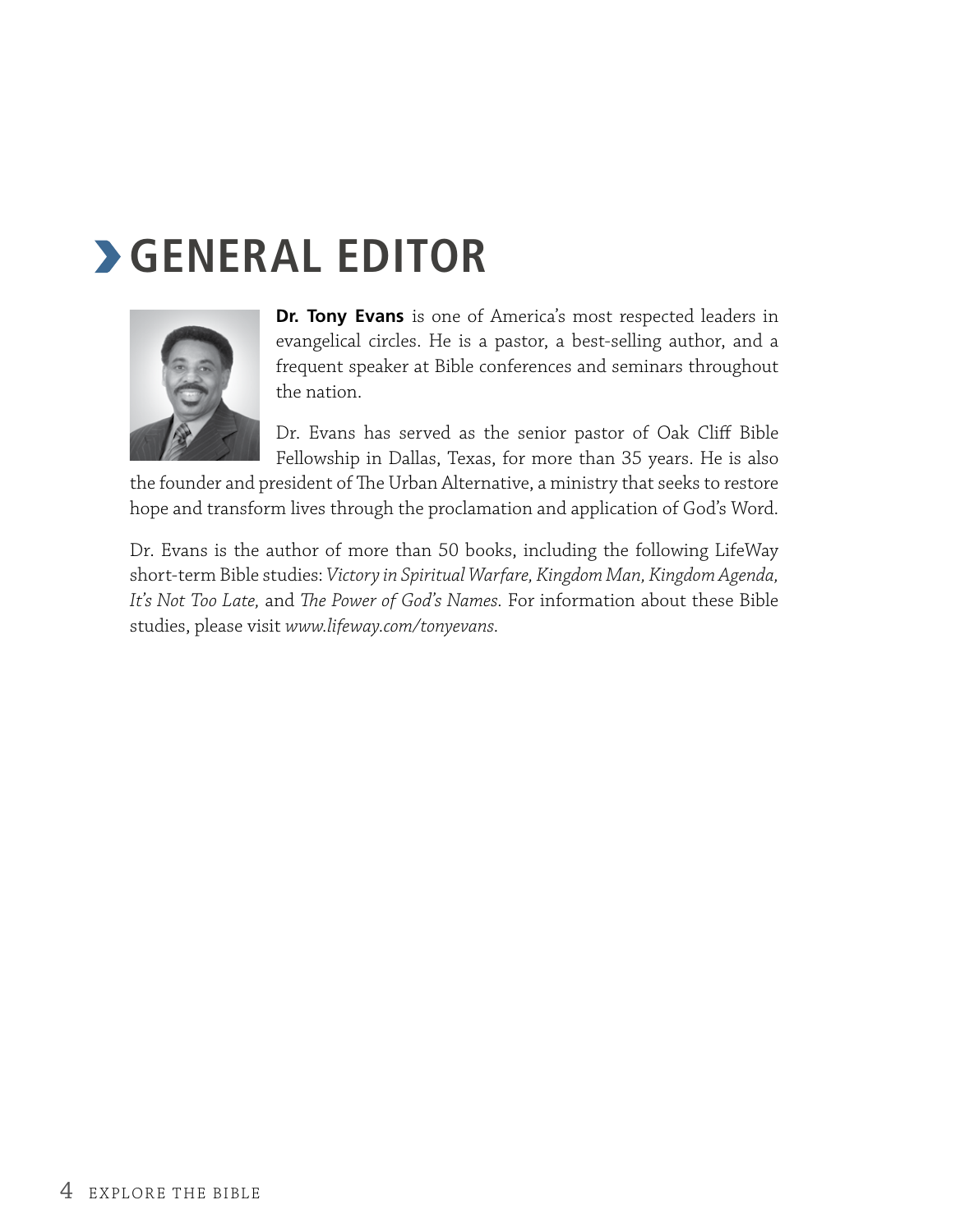# GENERAL EDITOR

**Dr. Tony Evans** is one of America's most respected leaders in evangelical circles. He is a pastor, a best-selling author, and a frequent speaker at Bible conferences and seminars throughout the nation.

Dr. Evans has served as the senior pastor of Oak Cliff Bible Fellowship in Dallas, Texas, for more than 35 years. He is also the founder and president of The Urban Alternative, a ministry that seeks to restore hope and transform lives through the proclamation and application of God's Word.

Dr. Evans is the author of more than 50 books, including the following LifeWay short-term Bible studies: *Victory in Spiritual Warfare, Kingdom Man, Kingdom Agenda, It's Not Too Late,* and *The Power of God's Names.* For information about these Bible studies, please visit *www.lifeway.com/tonyevans.*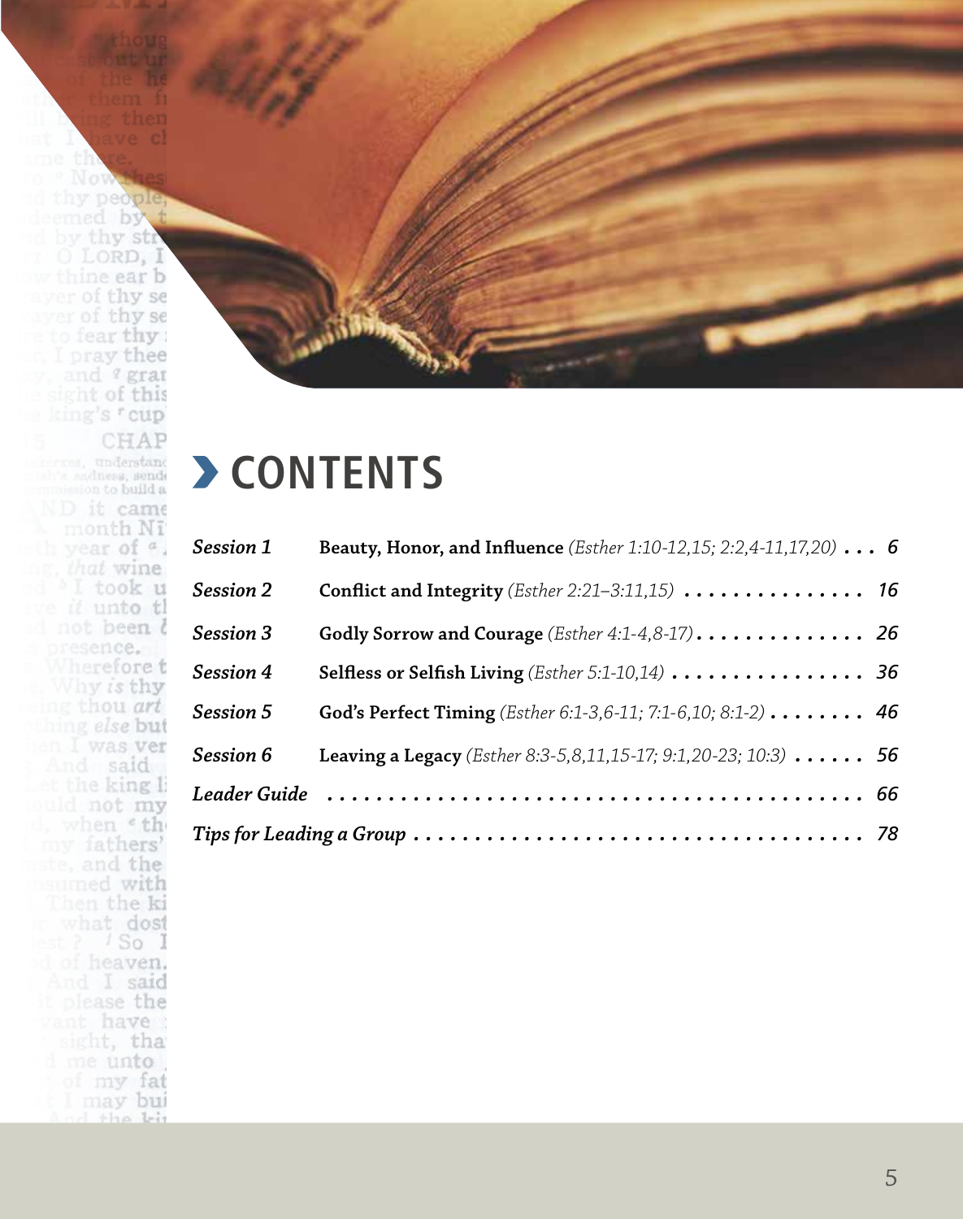# CONTENTS

| | | |
|---|---|---|
| *Session 1* | **Beauty, Honor, and Influence** *(Esther 1:10-12,15; 2:2,4-11,17,20)* | 6 |
| *Session 2* | **Conflict and Integrity** *(Esther 2:21–3:11,15)* | 16 |
| *Session 3* | **Godly Sorrow and Courage** *(Esther 4:1-4,8-17)* | 26 |
| *Session 4* | **Selfless or Selfish Living** *(Esther 5:1-10,14)* | 36 |
| *Session 5* | **God's Perfect Timing** *(Esther 6:1-3,6-11; 7:1-6,10; 8:1-2)* | 46 |
| *Session 6* | **Leaving a Legacy** *(Esther 8:3-5,8,11,15-17; 9:1,20-23; 10:3)* | 56 |
| *Leader Guide* | | 66 |
| *Tips for Leading a Group* | | 78 |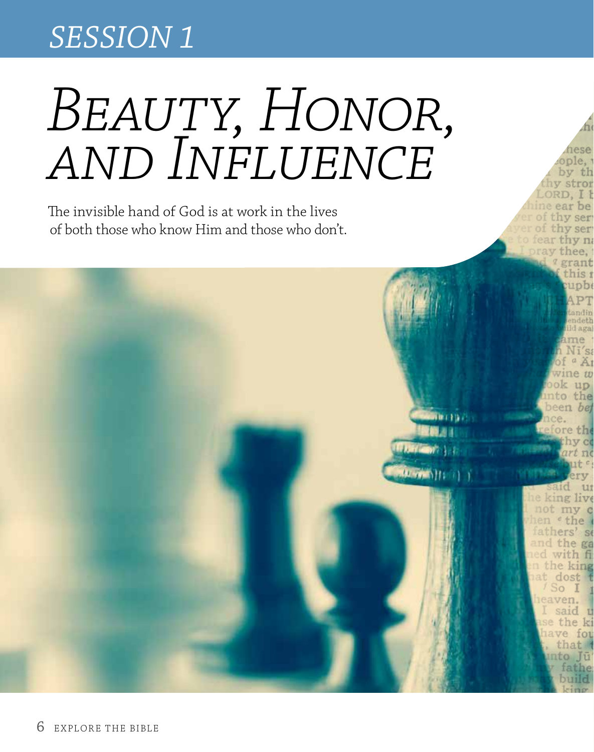# SESSION 1

# Beauty, Honor, and Influence

The invisible hand of God is at work in the lives of both those who know Him and those who don't.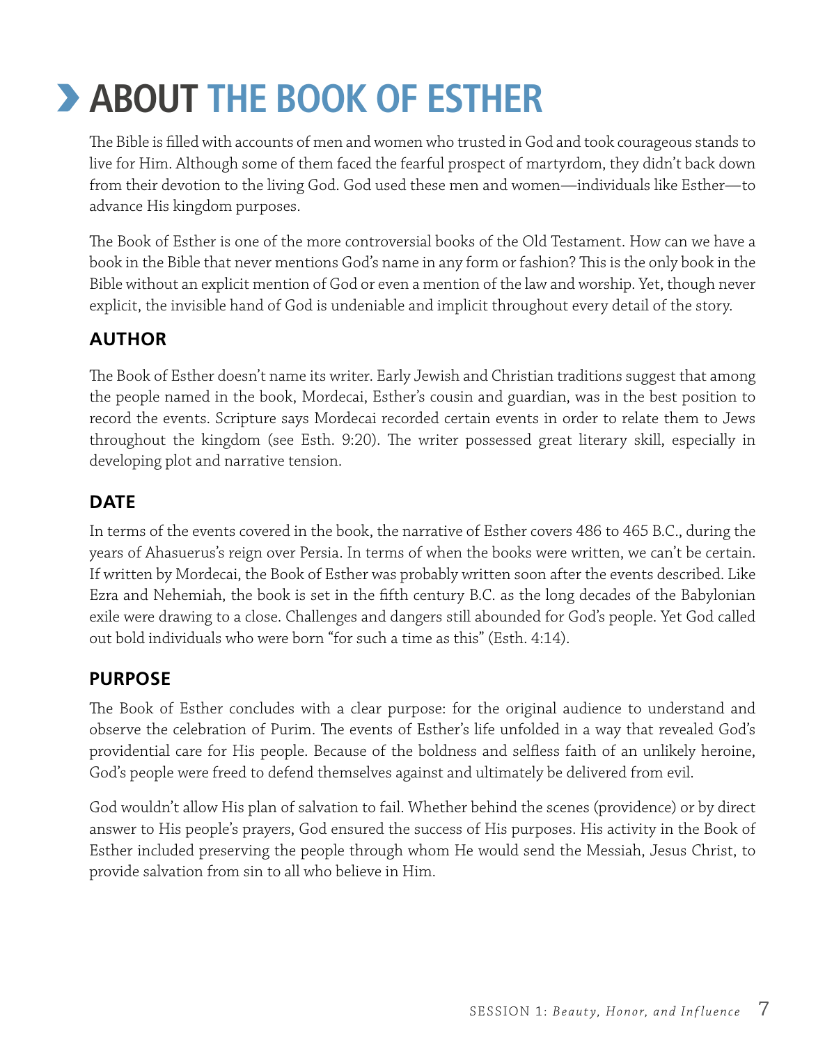# ABOUT THE BOOK OF ESTHER

The Bible is filled with accounts of men and women who trusted in God and took courageous stands to live for Him. Although some of them faced the fearful prospect of martyrdom, they didn't back down from their devotion to the living God. God used these men and women—individuals like Esther—to advance His kingdom purposes.

The Book of Esther is one of the more controversial books of the Old Testament. How can we have a book in the Bible that never mentions God's name in any form or fashion? This is the only book in the Bible without an explicit mention of God or even a mention of the law and worship. Yet, though never explicit, the invisible hand of God is undeniable and implicit throughout every detail of the story.

## AUTHOR

The Book of Esther doesn't name its writer. Early Jewish and Christian traditions suggest that among the people named in the book, Mordecai, Esther's cousin and guardian, was in the best position to record the events. Scripture says Mordecai recorded certain events in order to relate them to Jews throughout the kingdom (see Esth. 9:20). The writer possessed great literary skill, especially in developing plot and narrative tension.

## DATE

In terms of the events covered in the book, the narrative of Esther covers 486 to 465 B.C., during the years of Ahasuerus's reign over Persia. In terms of when the books were written, we can't be certain. If written by Mordecai, the Book of Esther was probably written soon after the events described. Like Ezra and Nehemiah, the book is set in the fifth century B.C. as the long decades of the Babylonian exile were drawing to a close. Challenges and dangers still abounded for God's people. Yet God called out bold individuals who were born "for such a time as this" (Esth. 4:14).

## PURPOSE

The Book of Esther concludes with a clear purpose: for the original audience to understand and observe the celebration of Purim. The events of Esther's life unfolded in a way that revealed God's providential care for His people. Because of the boldness and selfless faith of an unlikely heroine, God's people were freed to defend themselves against and ultimately be delivered from evil.

God wouldn't allow His plan of salvation to fail. Whether behind the scenes (providence) or by direct answer to His people's prayers, God ensured the success of His purposes. His activity in the Book of Esther included preserving the people through whom He would send the Messiah, Jesus Christ, to provide salvation from sin to all who believe in Him.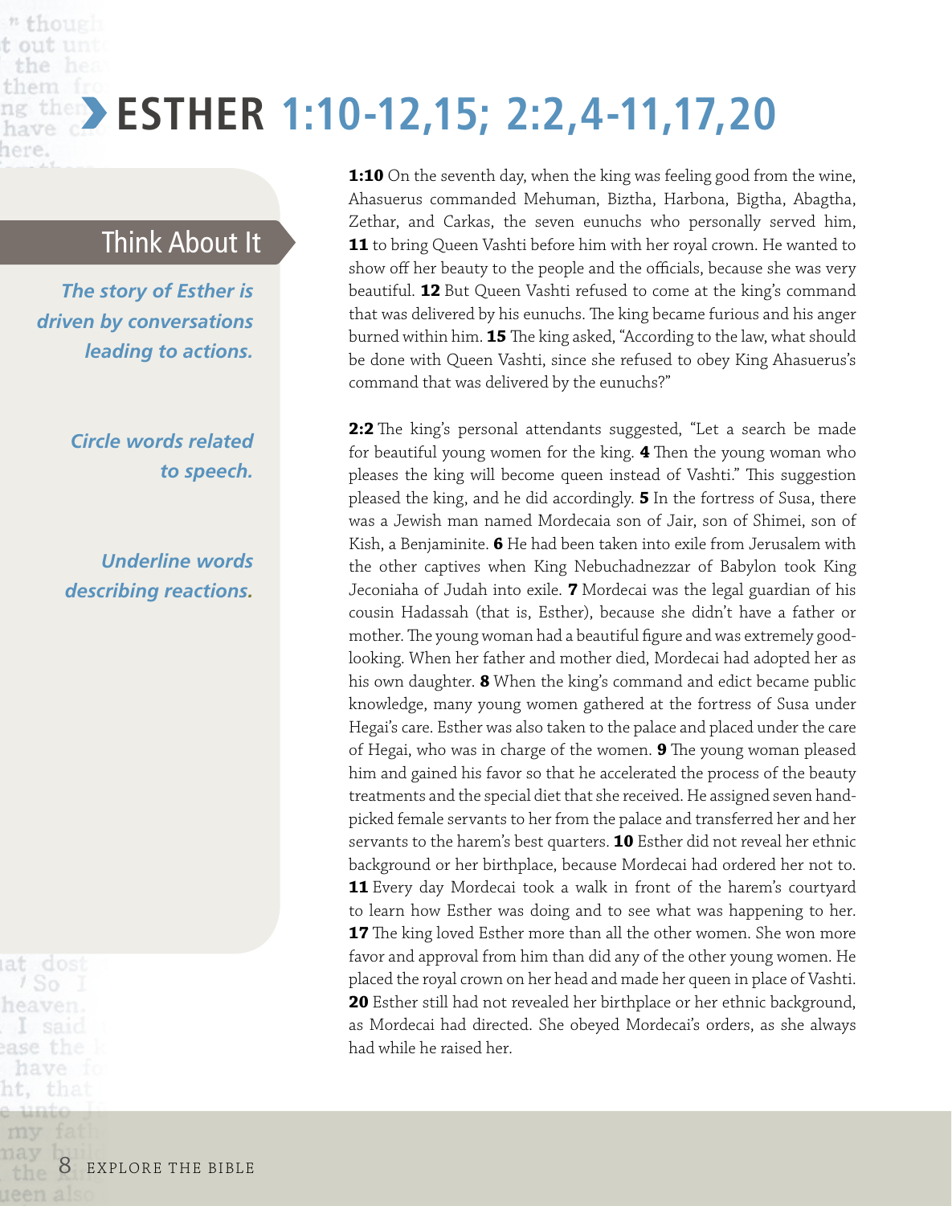# ESTHER 1:10-12,15; 2:2,4-11,17,20

## Think About It

***The story of Esther is driven by conversations leading to actions.***

***Circle words related to speech.***

***Underline words describing reactions.***

**1:10** On the seventh day, when the king was feeling good from the wine, Ahasuerus commanded Mehuman, Biztha, Harbona, Bigtha, Abagtha, Zethar, and Carkas, the seven eunuchs who personally served him, **11** to bring Queen Vashti before him with her royal crown. He wanted to show off her beauty to the people and the officials, because she was very beautiful. **12** But Queen Vashti refused to come at the king's command that was delivered by his eunuchs. The king became furious and his anger burned within him. **15** The king asked, "According to the law, what should be done with Queen Vashti, since she refused to obey King Ahasuerus's command that was delivered by the eunuchs?"

**2:2** The king's personal attendants suggested, "Let a search be made for beautiful young women for the king. **4** Then the young woman who pleases the king will become queen instead of Vashti." This suggestion pleased the king, and he did accordingly. **5** In the fortress of Susa, there was a Jewish man named Mordecaia son of Jair, son of Shimei, son of Kish, a Benjaminite. **6** He had been taken into exile from Jerusalem with the other captives when King Nebuchadnezzar of Babylon took King Jeconiaha of Judah into exile. **7** Mordecai was the legal guardian of his cousin Hadassah (that is, Esther), because she didn't have a father or mother. The young woman had a beautiful figure and was extremely good-looking. When her father and mother died, Mordecai had adopted her as his own daughter. **8** When the king's command and edict became public knowledge, many young women gathered at the fortress of Susa under Hegai's care. Esther was also taken to the palace and placed under the care of Hegai, who was in charge of the women. **9** The young woman pleased him and gained his favor so that he accelerated the process of the beauty treatments and the special diet that she received. He assigned seven hand-picked female servants to her from the palace and transferred her and her servants to the harem's best quarters. **10** Esther did not reveal her ethnic background or her birthplace, because Mordecai had ordered her not to. **11** Every day Mordecai took a walk in front of the harem's courtyard to learn how Esther was doing and to see what was happening to her. **17** The king loved Esther more than all the other women. She won more favor and approval from him than did any of the other young women. He placed the royal crown on her head and made her queen in place of Vashti. **20** Esther still had not revealed her birthplace or her ethnic background, as Mordecai had directed. She obeyed Mordecai's orders, as she always had while he raised her.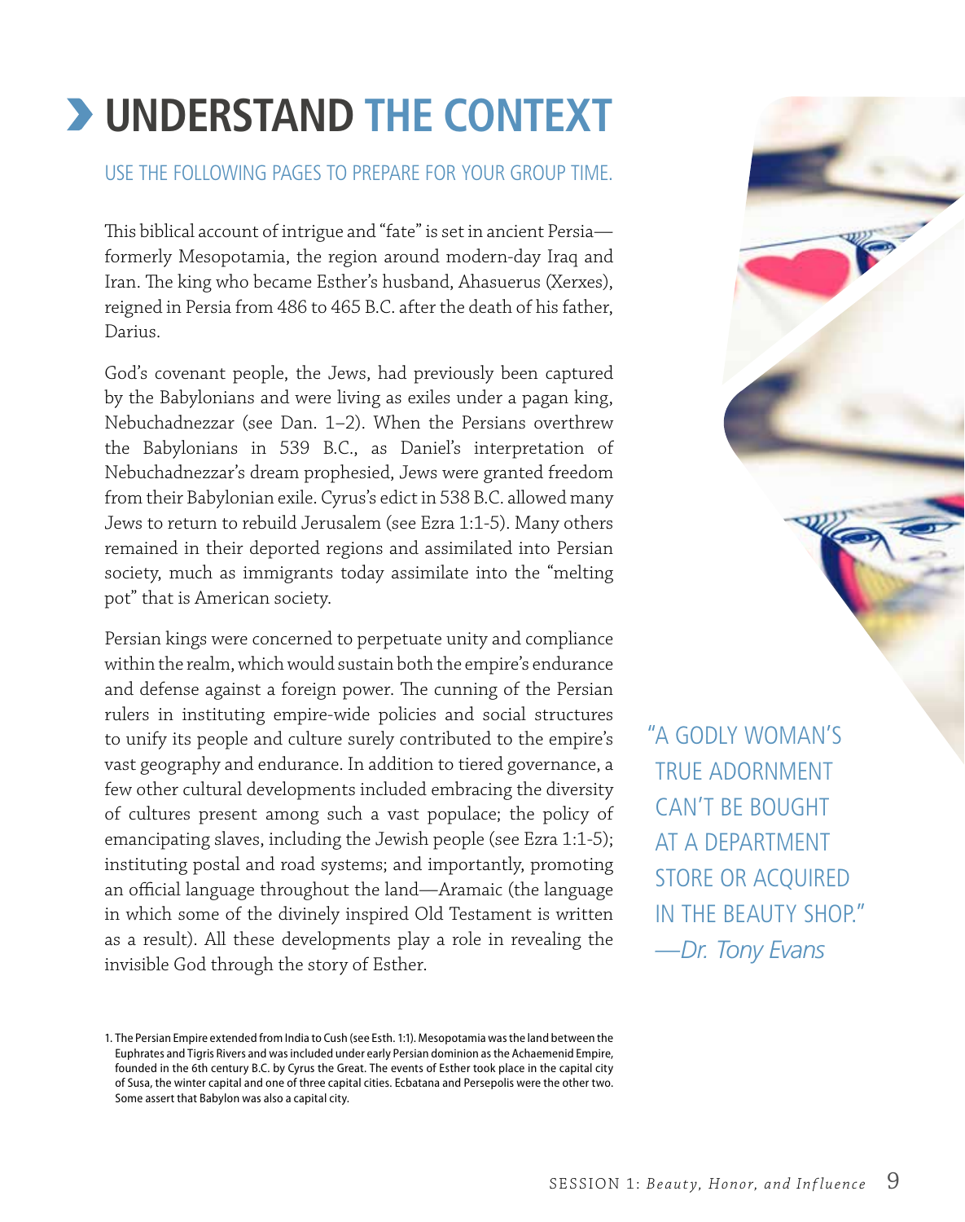# UNDERSTAND THE CONTEXT

USE THE FOLLOWING PAGES TO PREPARE FOR YOUR GROUP TIME.

This biblical account of intrigue and "fate" is set in ancient Persia—formerly Mesopotamia, the region around modern-day Iraq and Iran. The king who became Esther's husband, Ahasuerus (Xerxes), reigned in Persia from 486 to 465 B.C. after the death of his father, Darius.

God's covenant people, the Jews, had previously been captured by the Babylonians and were living as exiles under a pagan king, Nebuchadnezzar (see Dan. 1–2). When the Persians overthrew the Babylonians in 539 B.C., as Daniel's interpretation of Nebuchadnezzar's dream prophesied, Jews were granted freedom from their Babylonian exile. Cyrus's edict in 538 B.C. allowed many Jews to return to rebuild Jerusalem (see Ezra 1:1-5). Many others remained in their deported regions and assimilated into Persian society, much as immigrants today assimilate into the "melting pot" that is American society.

Persian kings were concerned to perpetuate unity and compliance within the realm, which would sustain both the empire's endurance and defense against a foreign power. The cunning of the Persian rulers in instituting empire-wide policies and social structures to unify its people and culture surely contributed to the empire's vast geography and endurance. In addition to tiered governance, a few other cultural developments included embracing the diversity of cultures present among such a vast populace; the policy of emancipating slaves, including the Jewish people (see Ezra 1:1-5); instituting postal and road systems; and importantly, promoting an official language throughout the land—Aramaic (the language in which some of the divinely inspired Old Testament is written as a result). All these developments play a role in revealing the invisible God through the story of Esther.

"A GODLY WOMAN'S TRUE ADORNMENT CAN'T BE BOUGHT AT A DEPARTMENT STORE OR ACQUIRED IN THE BEAUTY SHOP."
*—Dr. Tony Evans*

1. The Persian Empire extended from India to Cush (see Esth. 1:1). Mesopotamia was the land between the Euphrates and Tigris Rivers and was included under early Persian dominion as the Achaemenid Empire, founded in the 6th century B.C. by Cyrus the Great. The events of Esther took place in the capital city of Susa, the winter capital and one of three capital cities. Ecbatana and Persepolis were the other two. Some assert that Babylon was also a capital city.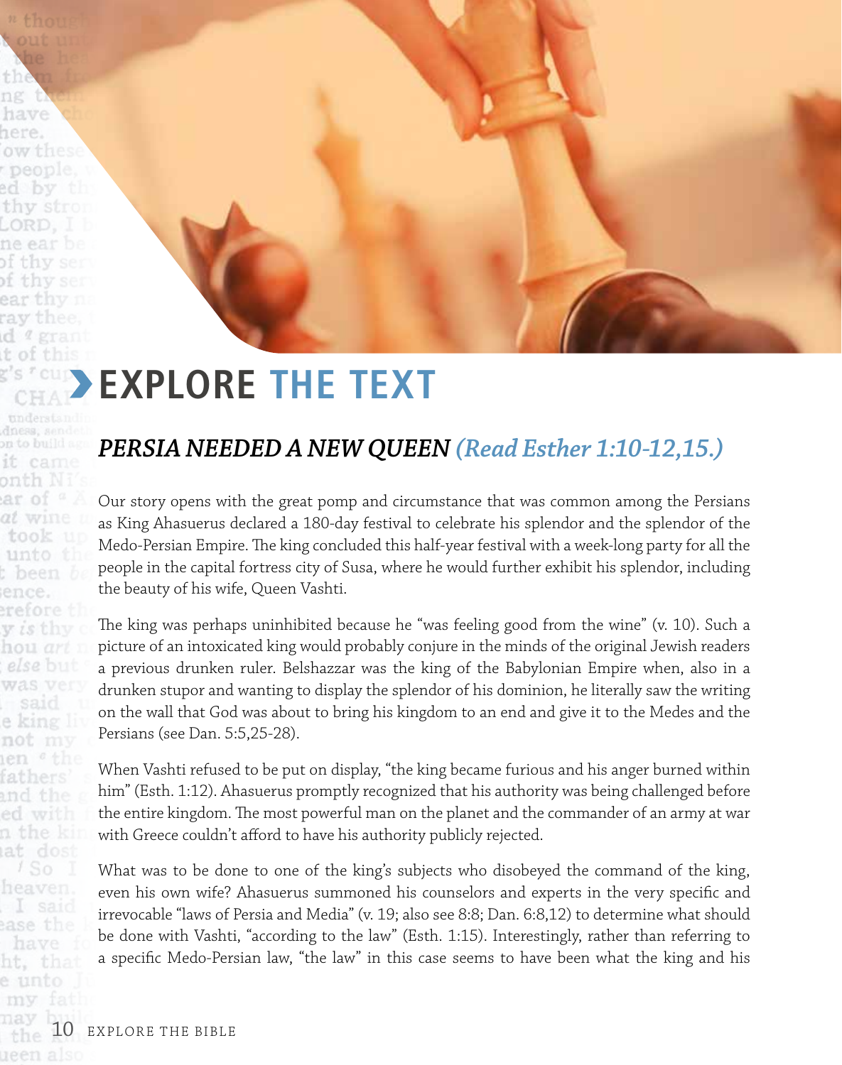# EXPLORE THE TEXT

## *PERSIA NEEDED A NEW QUEEN (Read Esther 1:10-12,15.)*

Our story opens with the great pomp and circumstance that was common among the Persians as King Ahasuerus declared a 180-day festival to celebrate his splendor and the splendor of the Medo-Persian Empire. The king concluded this half-year festival with a week-long party for all the people in the capital fortress city of Susa, where he would further exhibit his splendor, including the beauty of his wife, Queen Vashti.

The king was perhaps uninhibited because he "was feeling good from the wine" (v. 10). Such a picture of an intoxicated king would probably conjure in the minds of the original Jewish readers a previous drunken ruler. Belshazzar was the king of the Babylonian Empire when, also in a drunken stupor and wanting to display the splendor of his dominion, he literally saw the writing on the wall that God was about to bring his kingdom to an end and give it to the Medes and the Persians (see Dan. 5:5,25-28).

When Vashti refused to be put on display, "the king became furious and his anger burned within him" (Esth. 1:12). Ahasuerus promptly recognized that his authority was being challenged before the entire kingdom. The most powerful man on the planet and the commander of an army at war with Greece couldn't afford to have his authority publicly rejected.

What was to be done to one of the king's subjects who disobeyed the command of the king, even his own wife? Ahasuerus summoned his counselors and experts in the very specific and irrevocable "laws of Persia and Media" (v. 19; also see 8:8; Dan. 6:8,12) to determine what should be done with Vashti, "according to the law" (Esth. 1:15). Interestingly, rather than referring to a specific Medo-Persian law, "the law" in this case seems to have been what the king and his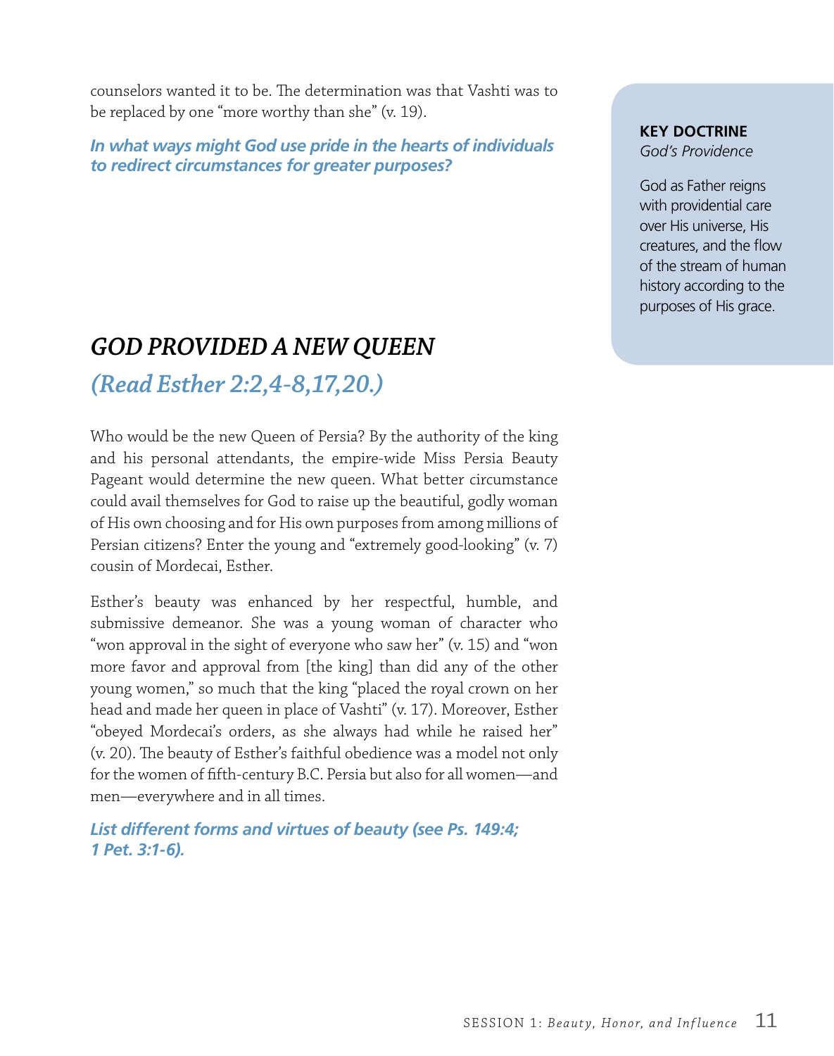counselors wanted it to be. The determination was that Vashti was to be replaced by one "more worthy than she" (v. 19).

***In what ways might God use pride in the hearts of individuals to redirect circumstances for greater purposes?***

**KEY DOCTRINE**
*God's Providence*

God as Father reigns with providential care over His universe, His creatures, and the flow of the stream of human history according to the purposes of His grace.

## *GOD PROVIDED A NEW QUEEN*

### *(Read Esther 2:2,4-8,17,20.)*

Who would be the new Queen of Persia? By the authority of the king and his personal attendants, the empire-wide Miss Persia Beauty Pageant would determine the new queen. What better circumstance could avail themselves for God to raise up the beautiful, godly woman of His own choosing and for His own purposes from among millions of Persian citizens? Enter the young and "extremely good-looking" (v. 7) cousin of Mordecai, Esther.

Esther's beauty was enhanced by her respectful, humble, and submissive demeanor. She was a young woman of character who "won approval in the sight of everyone who saw her" (v. 15) and "won more favor and approval from [the king] than did any of the other young women," so much that the king "placed the royal crown on her head and made her queen in place of Vashti" (v. 17). Moreover, Esther "obeyed Mordecai's orders, as she always had while he raised her" (v. 20). The beauty of Esther's faithful obedience was a model not only for the women of fifth-century B.C. Persia but also for all women—and men—everywhere and in all times.

***List different forms and virtues of beauty (see Ps. 149:4; 1 Pet. 3:1-6).***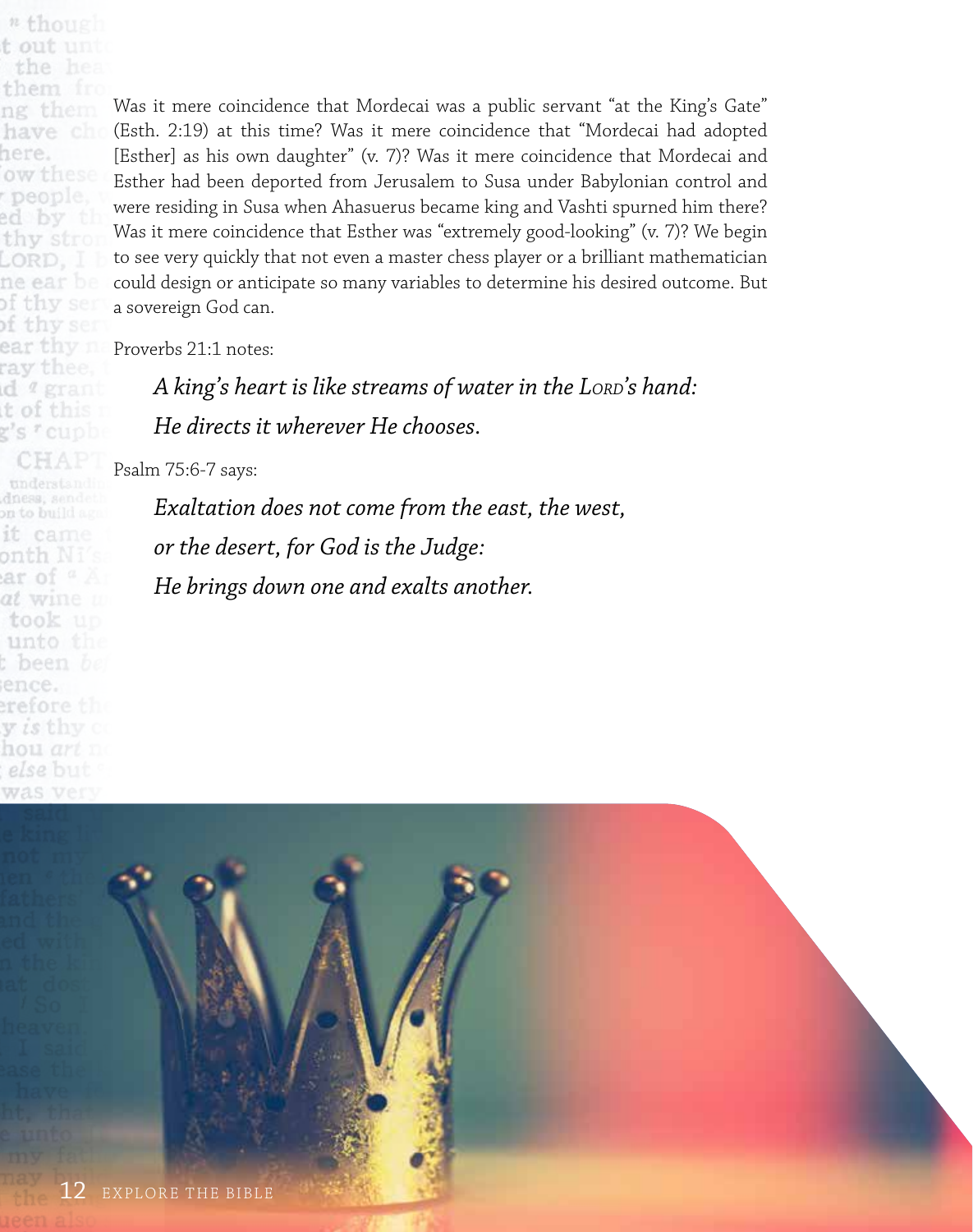Was it mere coincidence that Mordecai was a public servant "at the King's Gate" (Esth. 2:19) at this time? Was it mere coincidence that "Mordecai had adopted [Esther] as his own daughter" (v. 7)? Was it mere coincidence that Mordecai and Esther had been deported from Jerusalem to Susa under Babylonian control and were residing in Susa when Ahasuerus became king and Vashti spurned him there? Was it mere coincidence that Esther was "extremely good-looking" (v. 7)? We begin to see very quickly that not even a master chess player or a brilliant mathematician could design or anticipate so many variables to determine his desired outcome. But a sovereign God can.

Proverbs 21:1 notes:

> *A king's heart is like streams of water in the LORD's hand:*
> *He directs it wherever He chooses.*

Psalm 75:6-7 says:

> *Exaltation does not come from the east, the west,*
> *or the desert, for God is the Judge:*
> *He brings down one and exalts another.*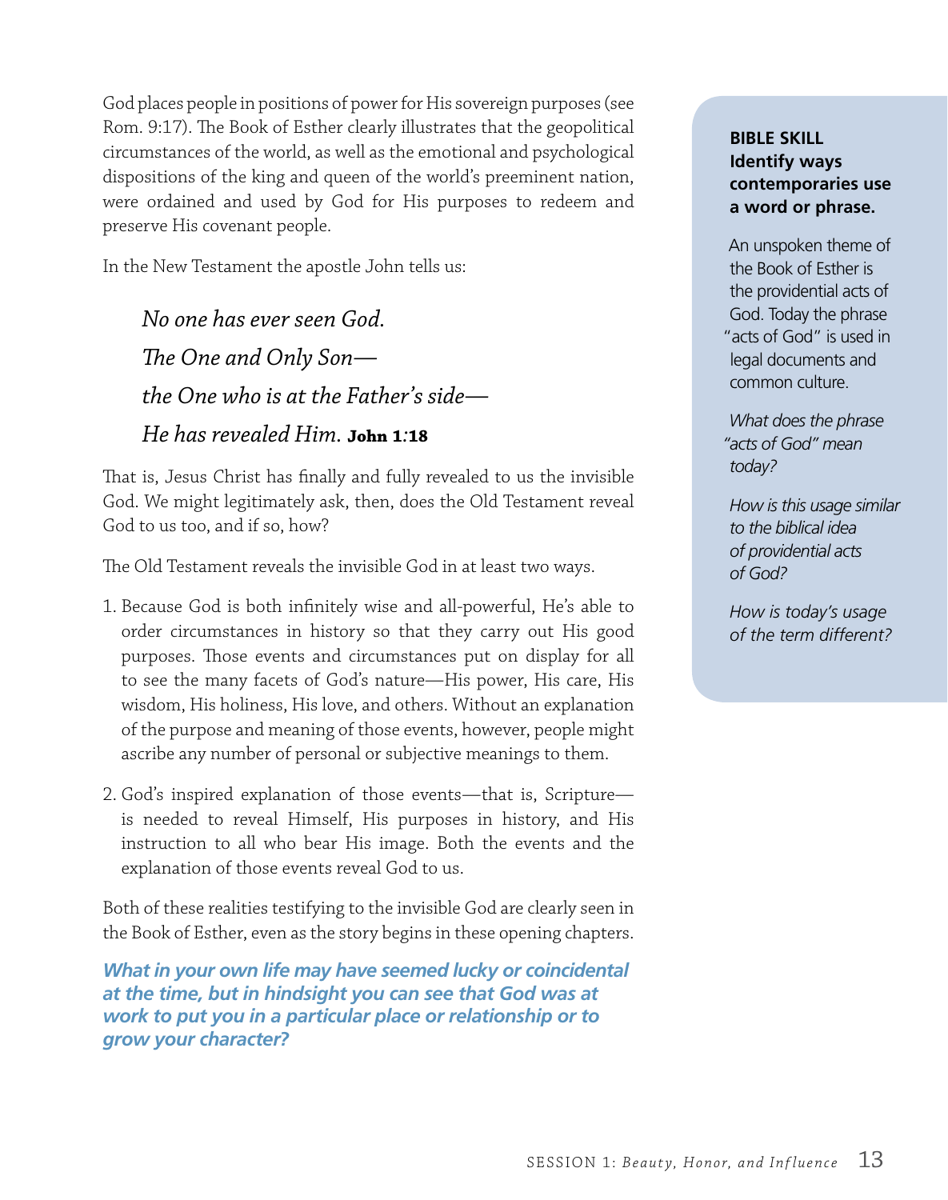God places people in positions of power for His sovereign purposes (see Rom. 9:17). The Book of Esther clearly illustrates that the geopolitical circumstances of the world, as well as the emotional and psychological dispositions of the king and queen of the world's preeminent nation, were ordained and used by God for His purposes to redeem and preserve His covenant people.

In the New Testament the apostle John tells us:

> *No one has ever seen God.*
> *The One and Only Son—*
> *the One who is at the Father's side—*
> *He has revealed Him.* **John 1:18**

That is, Jesus Christ has finally and fully revealed to us the invisible God. We might legitimately ask, then, does the Old Testament reveal God to us too, and if so, how?

The Old Testament reveals the invisible God in at least two ways.

1. Because God is both infinitely wise and all-powerful, He's able to order circumstances in history so that they carry out His good purposes. Those events and circumstances put on display for all to see the many facets of God's nature—His power, His care, His wisdom, His holiness, His love, and others. Without an explanation of the purpose and meaning of those events, however, people might ascribe any number of personal or subjective meanings to them.

2. God's inspired explanation of those events—that is, Scripture—is needed to reveal Himself, His purposes in history, and His instruction to all who bear His image. Both the events and the explanation of those events reveal God to us.

Both of these realities testifying to the invisible God are clearly seen in the Book of Esther, even as the story begins in these opening chapters.

***What in your own life may have seemed lucky or coincidental at the time, but in hindsight you can see that God was at work to put you in a particular place or relationship or to grow your character?***

**BIBLE SKILL**
**Identify ways contemporaries use a word or phrase.**

An unspoken theme of the Book of Esther is the providential acts of God. Today the phrase "acts of God" is used in legal documents and common culture.

*What does the phrase "acts of God" mean today?*

*How is this usage similar to the biblical idea of providential acts of God?*

*How is today's usage of the term different?*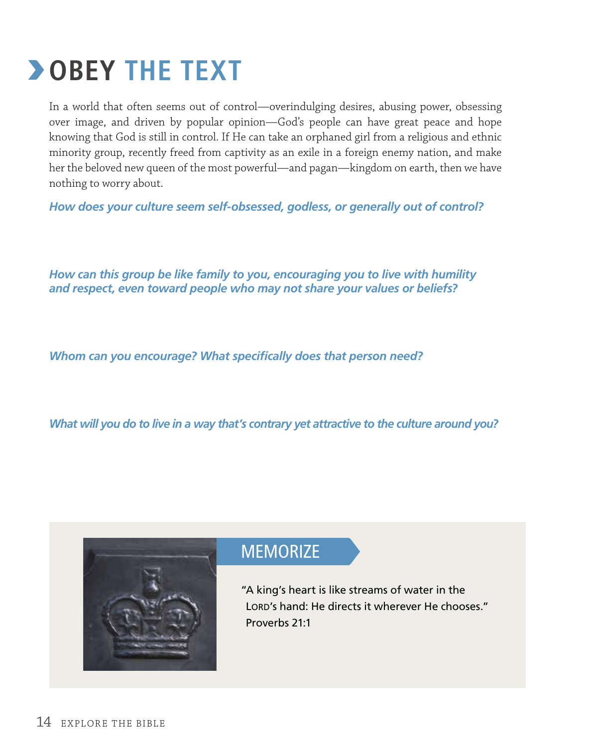# OBEY THE TEXT

In a world that often seems out of control—overindulging desires, abusing power, obsessing over image, and driven by popular opinion—God's people can have great peace and hope knowing that God is still in control. If He can take an orphaned girl from a religious and ethnic minority group, recently freed from captivity as an exile in a foreign enemy nation, and make her the beloved new queen of the most powerful—and pagan—kingdom on earth, then we have nothing to worry about.

***How does your culture seem self-obsessed, godless, or generally out of control?***

***How can this group be like family to you, encouraging you to live with humility and respect, even toward people who may not share your values or beliefs?***

***Whom can you encourage? What specifically does that person need?***

***What will you do to live in a way that's contrary yet attractive to the culture around you?***

## MEMORIZE

"A king's heart is like streams of water in the LORD's hand: He directs it wherever He chooses."
Proverbs 21:1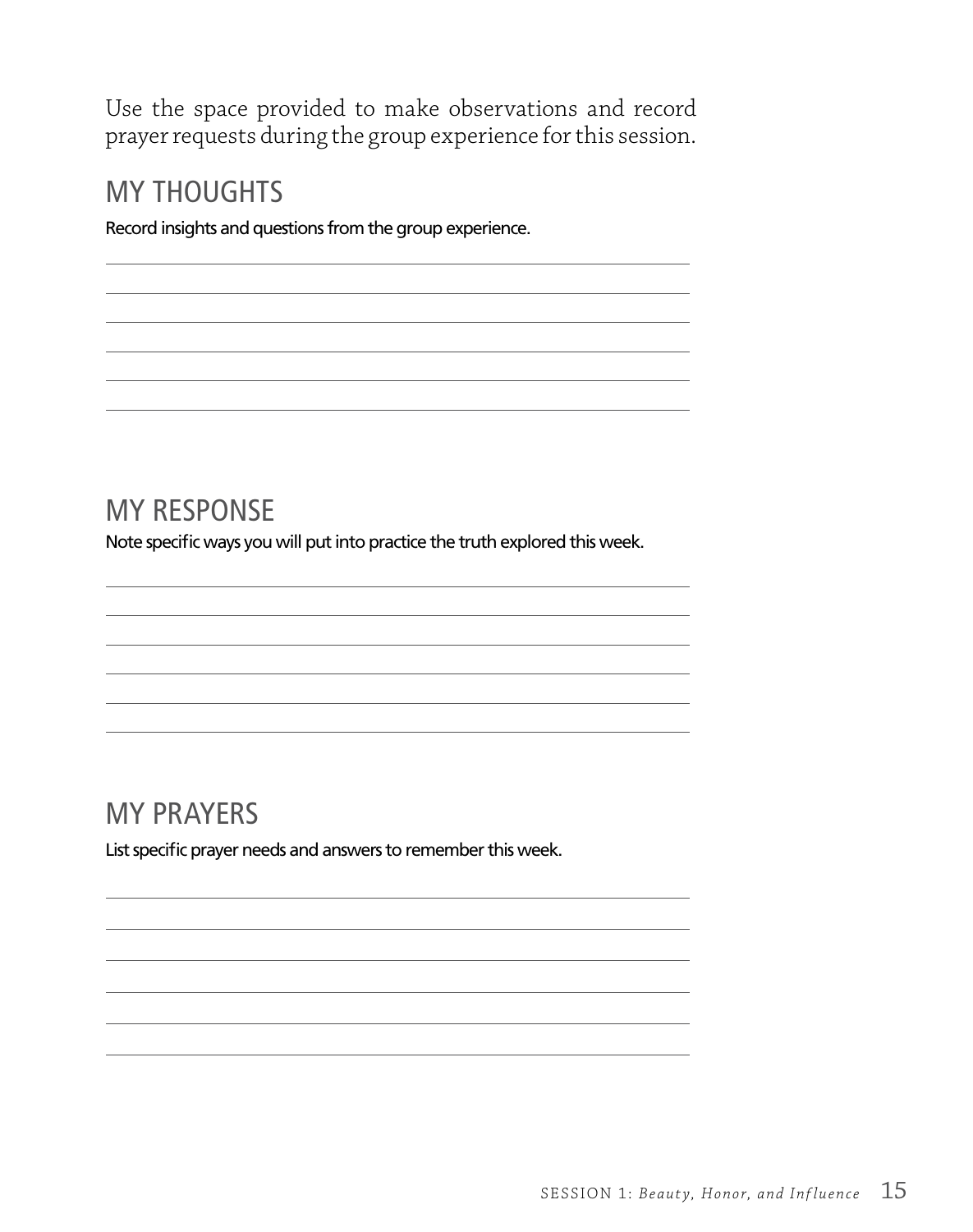Use the space provided to make observations and record prayer requests during the group experience for this session.

## MY THOUGHTS

Record insights and questions from the group experience.

## MY RESPONSE

Note specific ways you will put into practice the truth explored this week.

## MY PRAYERS

List specific prayer needs and answers to remember this week.